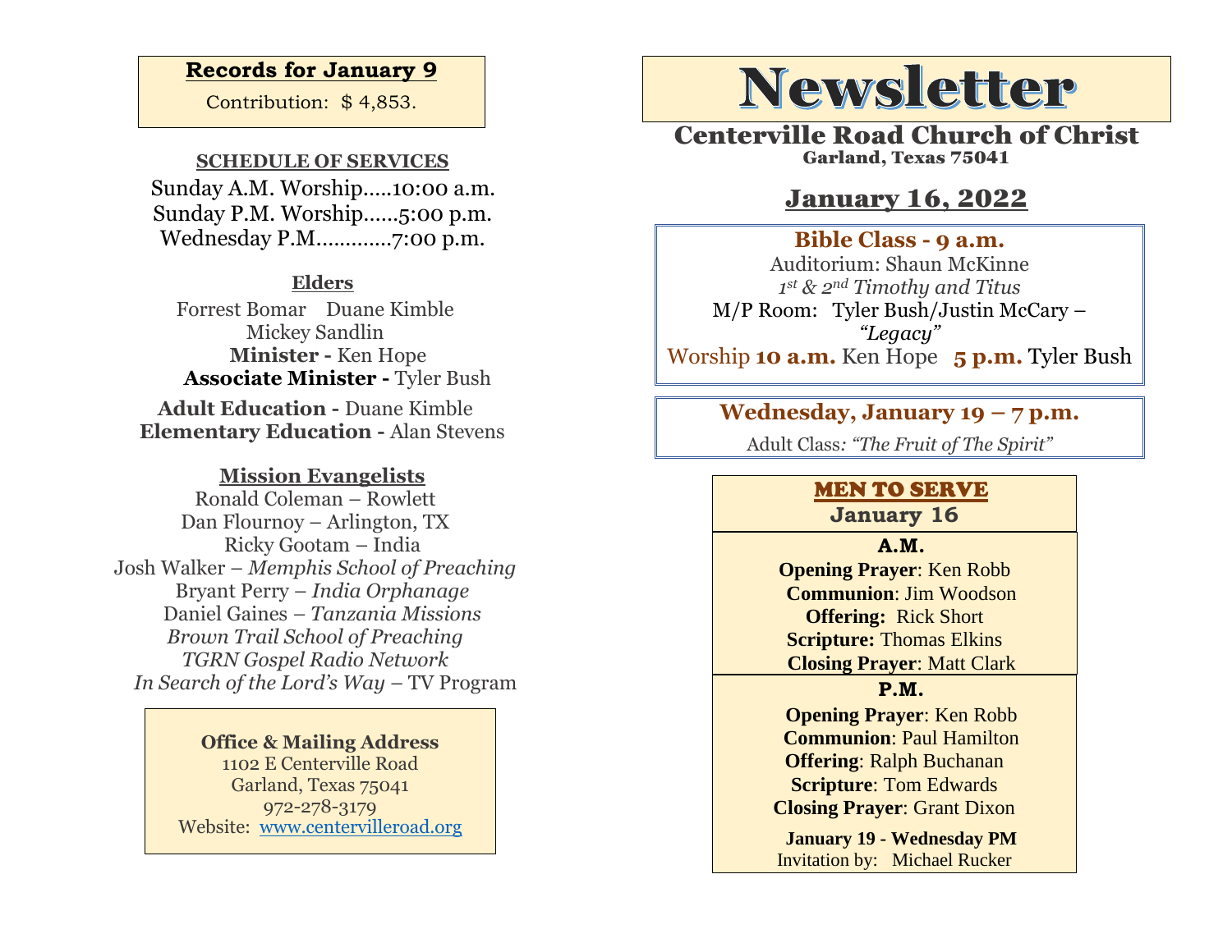**Records for January 9**

Contribution: $ 4,853.

**SCHEDULE OF SERVICES**

Sunday A.M. Worship…..10:00 a.m.
Sunday P.M. Worship……5:00 p.m.
Wednesday P.M…………7:00 p.m.

**Elders**

Forrest Bomar Duane Kimble
Mickey Sandlin

**Minister -** Ken Hope
**Associate Minister -** Tyler Bush

**Adult Education -** Duane Kimble
**Elementary Education -** Alan Stevens

**Mission Evangelists**

Ronald Coleman – Rowlett
Dan Flournoy – Arlington, TX
Ricky Gootam – India
Josh Walker – *Memphis School of Preaching*
Bryant Perry – *India Orphanage*
Daniel Gaines – *Tanzania Missions*
*Brown Trail School of Preaching*
*TGRN Gospel Radio Network*
*In Search of the Lord's Way* – TV Program

**Office & Mailing Address**
1102 E Centerville Road
Garland, Texas 75041
972-278-3179
Website: www.centervilleroad.org

# Newsletter

## Centerville Road Church of Christ

Garland, Texas 75041

## January 16, 2022

**Bible Class - 9 a.m.**
Auditorium: Shaun McKinne
*1st & 2nd Timothy and Titus*
M/P Room: Tyler Bush/Justin McCary – *"Legacy"*
Worship **10 a.m.** Ken Hope **5 p.m.** Tyler Bush

**Wednesday, January 19 – 7 p.m.**
Adult Class: *"The Fruit of The Spirit"*

**MEN TO SERVE**
**January 16**

**A.M.**
**Opening Prayer**: Ken Robb
**Communion**: Jim Woodson
**Offering:** Rick Short
**Scripture:** Thomas Elkins
**Closing Prayer**: Matt Clark

**P.M.**
**Opening Prayer**: Ken Robb
**Communion**: Paul Hamilton
**Offering**: Ralph Buchanan
**Scripture**: Tom Edwards
**Closing Prayer**: Grant Dixon

**January 19 - Wednesday PM**
Invitation by: Michael Rucker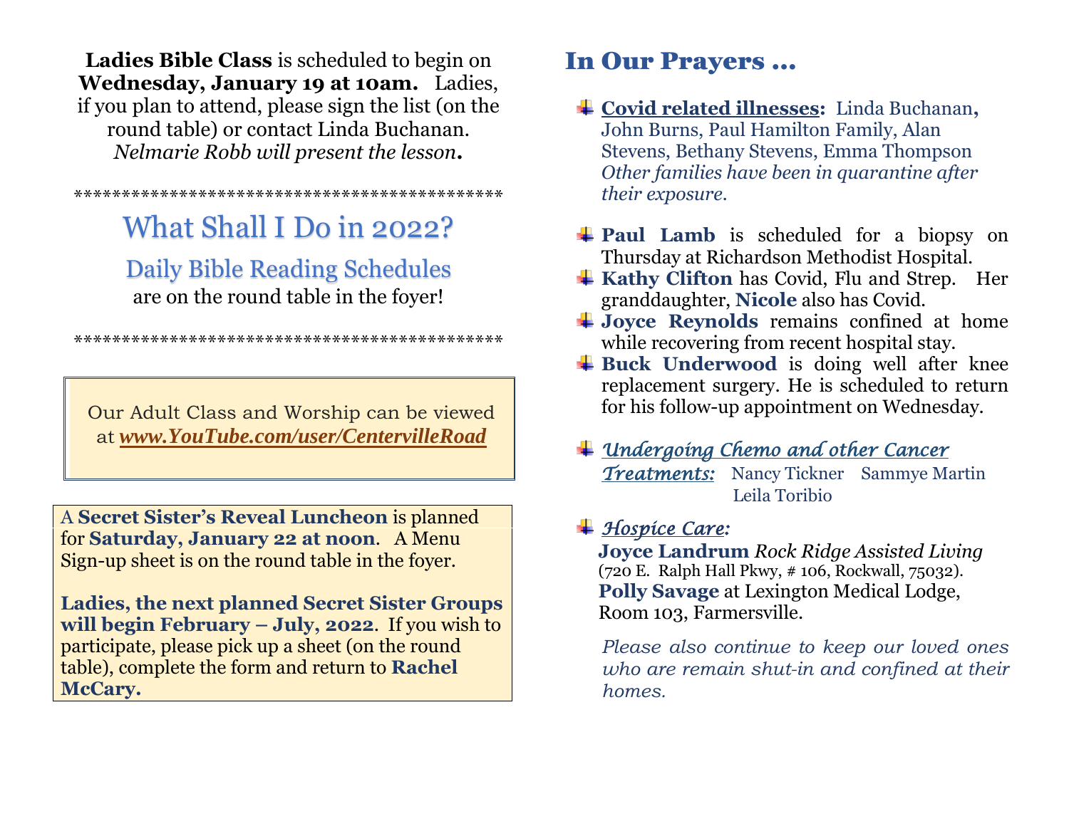**Ladies Bible Class** is scheduled to begin on **Wednesday, January 19 at 10am.** Ladies, if you plan to attend, please sign the list (on the round table) or contact Linda Buchanan. *Nelmarie Robb will present the lesson***.**

**********************************************

## What Shall I Do in 2022?

### Daily Bible Reading Schedules

are on the round table in the foyer!

**********************************************

Our Adult Class and Worship can be viewed at ***www.YouTube.com/user/CentervilleRoad***

A **Secret Sister's Reveal Luncheon** is planned for **Saturday, January 22 at noon**. A Menu Sign-up sheet is on the round table in the foyer.

**Ladies, the next planned Secret Sister Groups will begin February – July, 2022**. If you wish to participate, please pick up a sheet (on the round table), complete the form and return to **Rachel McCary.**

# In Our Prayers …

- **Covid related illnesses:** Linda Buchanan, John Burns, Paul Hamilton Family, Alan Stevens, Bethany Stevens, Emma Thompson *Other families have been in quarantine after their exposure.*

- **Paul Lamb** is scheduled for a biopsy on Thursday at Richardson Methodist Hospital.
- **Kathy Clifton** has Covid, Flu and Strep. Her granddaughter, **Nicole** also has Covid.
- **Joyce Reynolds** remains confined at home while recovering from recent hospital stay.
- **Buck Underwood** is doing well after knee replacement surgery. He is scheduled to return for his follow-up appointment on Wednesday.

- ***Undergoing Chemo and other Cancer Treatments:*** Nancy Tickner Sammye Martin Leila Toribio

- ***Hospice Care:***
  **Joyce Landrum** *Rock Ridge Assisted Living* (720 E. Ralph Hall Pkwy, # 106, Rockwall, 75032).
  **Polly Savage** at Lexington Medical Lodge, Room 103, Farmersville.

*Please also continue to keep our loved ones who are remain shut-in and confined at their homes.*